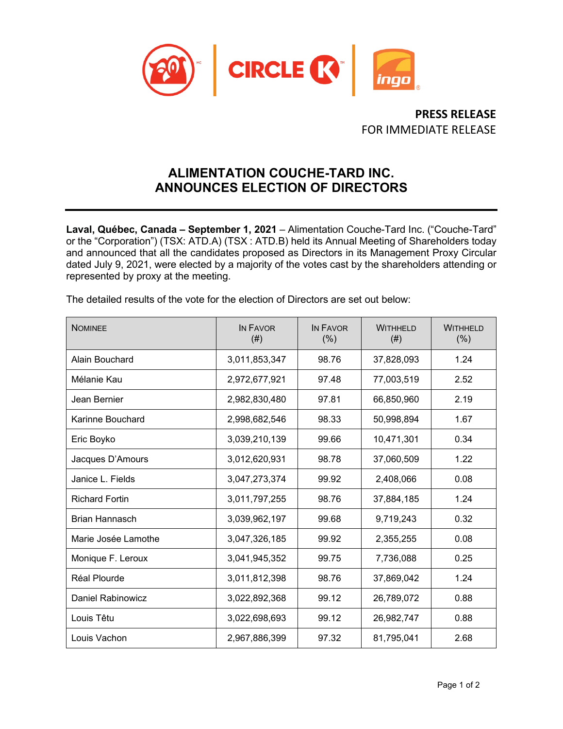**PRESS RELEASE**
FOR IMMEDIATE RELEASE

# ALIMENTATION COUCHE-TARD INC. ANNOUNCES ELECTION OF DIRECTORS

**Laval, Québec, Canada – September 1, 2021** – Alimentation Couche-Tard Inc. ("Couche-Tard" or the "Corporation") (TSX: ATD.A) (TSX : ATD.B) held its Annual Meeting of Shareholders today and announced that all the candidates proposed as Directors in its Management Proxy Circular dated July 9, 2021, were elected by a majority of the votes cast by the shareholders attending or represented by proxy at the meeting.

The detailed results of the vote for the election of Directors are set out below:

| Nominee | In Favor (#) | In Favor (%) | Withheld (#) | Withheld (%) |
|---|---|---|---|---|
| Alain Bouchard | 3,011,853,347 | 98.76 | 37,828,093 | 1.24 |
| Mélanie Kau | 2,972,677,921 | 97.48 | 77,003,519 | 2.52 |
| Jean Bernier | 2,982,830,480 | 97.81 | 66,850,960 | 2.19 |
| Karinne Bouchard | 2,998,682,546 | 98.33 | 50,998,894 | 1.67 |
| Eric Boyko | 3,039,210,139 | 99.66 | 10,471,301 | 0.34 |
| Jacques D'Amours | 3,012,620,931 | 98.78 | 37,060,509 | 1.22 |
| Janice L. Fields | 3,047,273,374 | 99.92 | 2,408,066 | 0.08 |
| Richard Fortin | 3,011,797,255 | 98.76 | 37,884,185 | 1.24 |
| Brian Hannasch | 3,039,962,197 | 99.68 | 9,719,243 | 0.32 |
| Marie Josée Lamothe | 3,047,326,185 | 99.92 | 2,355,255 | 0.08 |
| Monique F. Leroux | 3,041,945,352 | 99.75 | 7,736,088 | 0.25 |
| Réal Plourde | 3,011,812,398 | 98.76 | 37,869,042 | 1.24 |
| Daniel Rabinowicz | 3,022,892,368 | 99.12 | 26,789,072 | 0.88 |
| Louis Têtu | 3,022,698,693 | 99.12 | 26,982,747 | 0.88 |
| Louis Vachon | 2,967,886,399 | 97.32 | 81,795,041 | 2.68 |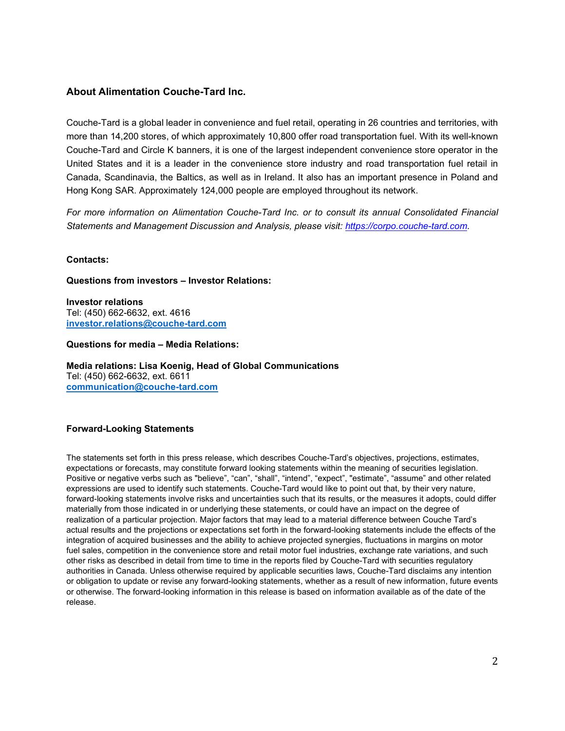### About Alimentation Couche-Tard Inc.

Couche-Tard is a global leader in convenience and fuel retail, operating in 26 countries and territories, with more than 14,200 stores, of which approximately 10,800 offer road transportation fuel. With its well-known Couche-Tard and Circle K banners, it is one of the largest independent convenience store operator in the United States and it is a leader in the convenience store industry and road transportation fuel retail in Canada, Scandinavia, the Baltics, as well as in Ireland. It also has an important presence in Poland and Hong Kong SAR. Approximately 124,000 people are employed throughout its network.

*For more information on Alimentation Couche-Tard Inc. or to consult its annual Consolidated Financial Statements and Management Discussion and Analysis, please visit: [https://corpo.couche-tard.com](https://corpo.couche-tard.com).*

**Contacts:**

**Questions from investors – Investor Relations:**

**Investor relations**
Tel: (450) 662-6632, ext. 4616
**[investor.relations@couche-tard.com](mailto:investor.relations@couche-tard.com)**

**Questions for media – Media Relations:**

**Media relations: Lisa Koenig, Head of Global Communications**
Tel: (450) 662-6632, ext. 6611
**[communication@couche-tard.com](mailto:communication@couche-tard.com)**

**Forward-Looking Statements**

The statements set forth in this press release, which describes Couche-Tard's objectives, projections, estimates, expectations or forecasts, may constitute forward looking statements within the meaning of securities legislation. Positive or negative verbs such as "believe", "can", "shall", "intend", "expect", "estimate", "assume" and other related expressions are used to identify such statements. Couche-Tard would like to point out that, by their very nature, forward-looking statements involve risks and uncertainties such that its results, or the measures it adopts, could differ materially from those indicated in or underlying these statements, or could have an impact on the degree of realization of a particular projection. Major factors that may lead to a material difference between Couche Tard's actual results and the projections or expectations set forth in the forward-looking statements include the effects of the integration of acquired businesses and the ability to achieve projected synergies, fluctuations in margins on motor fuel sales, competition in the convenience store and retail motor fuel industries, exchange rate variations, and such other risks as described in detail from time to time in the reports filed by Couche-Tard with securities regulatory authorities in Canada. Unless otherwise required by applicable securities laws, Couche-Tard disclaims any intention or obligation to update or revise any forward-looking statements, whether as a result of new information, future events or otherwise. The forward-looking information in this release is based on information available as of the date of the release.